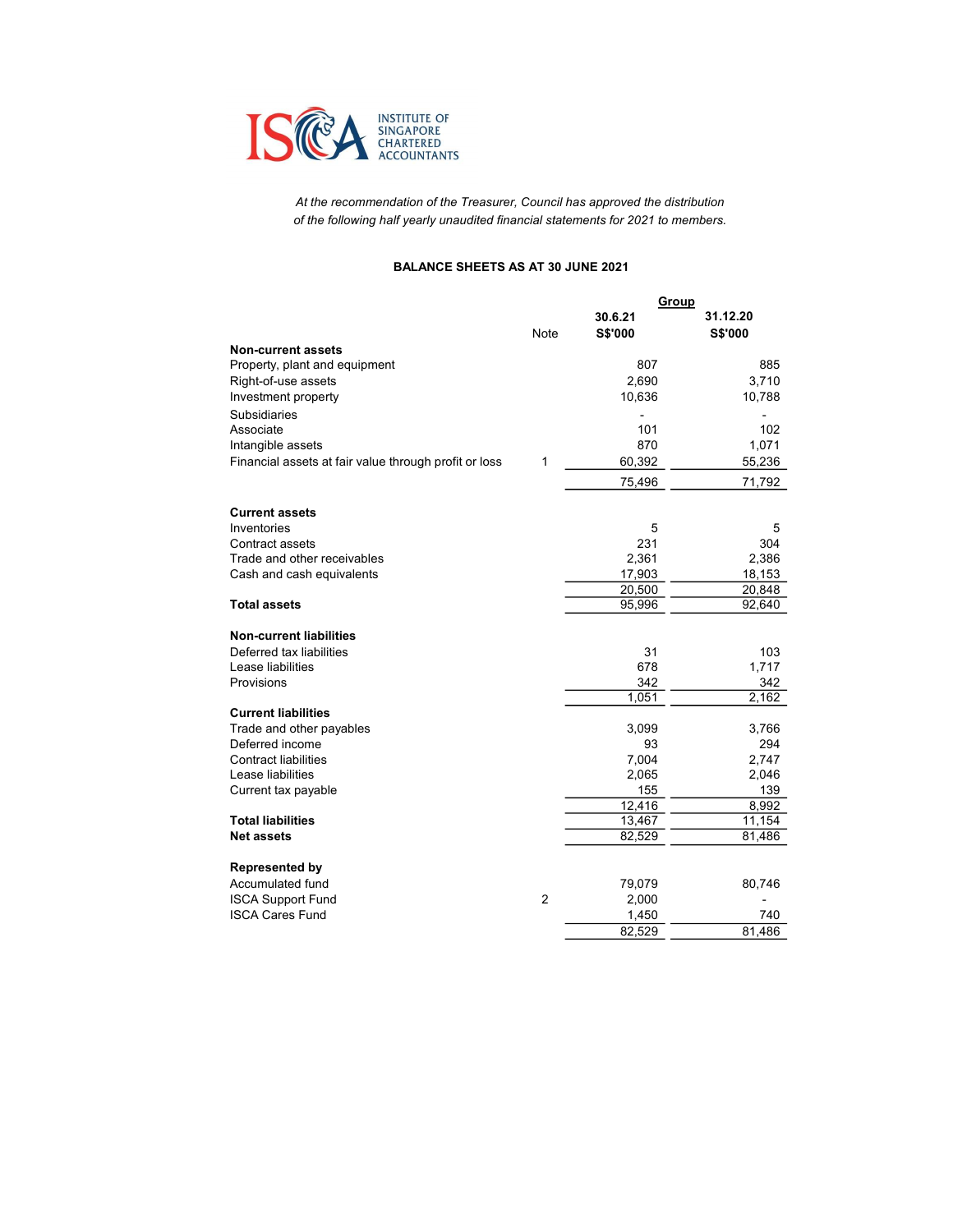INSTITUTE OF SINGAPORE CHARTERED ACCOUNTANTS

*At the recommendation of the Treasurer, Council has approved the distribution of the following half yearly unaudited financial statements for 2021 to members.*

**BALANCE SHEETS AS AT 30 JUNE 2021**

| | Note | Group 30.6.21 S$'000 | Group 31.12.20 S$'000 |
|---|---|---|---|
| **Non-current assets** | | | |
| Property, plant and equipment | | 807 | 885 |
| Right-of-use assets | | 2,690 | 3,710 |
| Investment property | | 10,636 | 10,788 |
| Subsidiaries | | - | - |
| Associate | | 101 | 102 |
| Intangible assets | | 870 | 1,071 |
| Financial assets at fair value through profit or loss | 1 | 60,392 | 55,236 |
| | | 75,496 | 71,792 |
| **Current assets** | | | |
| Inventories | | 5 | 5 |
| Contract assets | | 231 | 304 |
| Trade and other receivables | | 2,361 | 2,386 |
| Cash and cash equivalents | | 17,903 | 18,153 |
| | | 20,500 | 20,848 |
| **Total assets** | | 95,996 | 92,640 |
| **Non-current liabilities** | | | |
| Deferred tax liabilities | | 31 | 103 |
| Lease liabilities | | 678 | 1,717 |
| Provisions | | 342 | 342 |
| | | 1,051 | 2,162 |
| **Current liabilities** | | | |
| Trade and other payables | | 3,099 | 3,766 |
| Deferred income | | 93 | 294 |
| Contract liabilities | | 7,004 | 2,747 |
| Lease liabilities | | 2,065 | 2,046 |
| Current tax payable | | 155 | 139 |
| | | 12,416 | 8,992 |
| **Total liabilities** | | 13,467 | 11,154 |
| **Net assets** | | 82,529 | 81,486 |
| **Represented by** | | | |
| Accumulated fund | | 79,079 | 80,746 |
| ISCA Support Fund | 2 | 2,000 | - |
| ISCA Cares Fund | | 1,450 | 740 |
| | | 82,529 | 81,486 |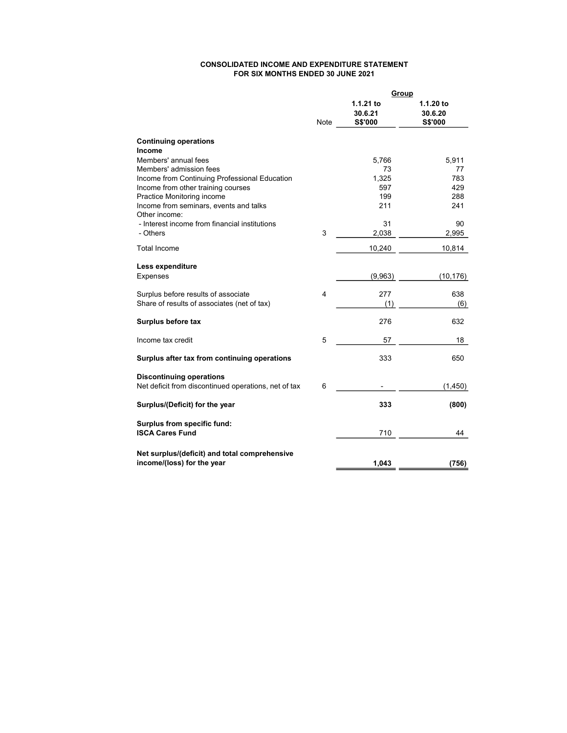**CONSOLIDATED INCOME AND EXPENDITURE STATEMENT**
**FOR SIX MONTHS ENDED 30 JUNE 2021**

| | Note | Group | |
|---|---|---|---|
| | | **1.1.21 to 30.6.21 S$'000** | **1.1.20 to 30.6.20 S$'000** |
| **Continuing operations** | | | |
| **Income** | | | |
| Members' annual fees | | 5,766 | 5,911 |
| Members' admission fees | | 73 | 77 |
| Income from Continuing Professional Education | | 1,325 | 783 |
| Income from other training courses | | 597 | 429 |
| Practice Monitoring income | | 199 | 288 |
| Income from seminars, events and talks | | 211 | 241 |
| Other income: | | | |
| - Interest income from financial institutions | | 31 | 90 |
| - Others | 3 | 2,038 | 2,995 |
| Total Income | | 10,240 | 10,814 |
| **Less expenditure** | | | |
| Expenses | | (9,963) | (10,176) |
| Surplus before results of associate | 4 | 277 | 638 |
| Share of results of associates (net of tax) | | (1) | (6) |
| **Surplus before tax** | | 276 | 632 |
| Income tax credit | 5 | 57 | 18 |
| **Surplus after tax from continuing operations** | | 333 | 650 |
| **Discontinuing operations** | | | |
| Net deficit from discontinued operations, net of tax | 6 | - | (1,450) |
| **Surplus/(Deficit) for the year** | | **333** | **(800)** |
| **Surplus from specific fund:** | | | |
| **ISCA Cares Fund** | | 710 | 44 |
| **Net surplus/(deficit) and total comprehensive income/(loss) for the year** | | **1,043** | **(756)** |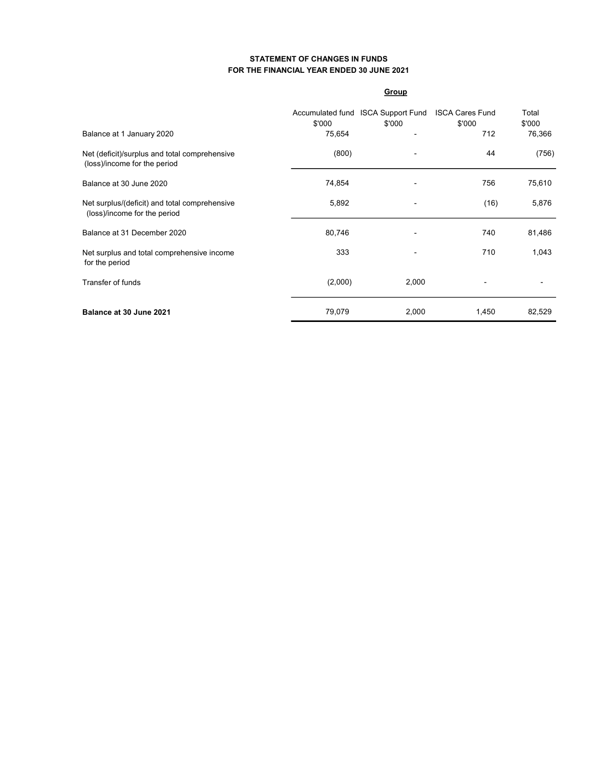**STATEMENT OF CHANGES IN FUNDS**
**FOR THE FINANCIAL YEAR ENDED 30 JUNE 2021**

| | **Group** | | | |
|---|---|---|---|---|
| | Accumulated fund<br>$'000 | ISCA Support Fund<br>$'000 | ISCA Cares Fund<br>$'000 | Total<br>$'000 |
| Balance at 1 January 2020 | 75,654 | - | 712 | 76,366 |
| Net (deficit)/surplus and total comprehensive (loss)/income for the period | (800) | - | 44 | (756) |
| Balance at 30 June 2020 | 74,854 | - | 756 | 75,610 |
| Net surplus/(deficit) and total comprehensive (loss)/income for the period | 5,892 | - | (16) | 5,876 |
| Balance at 31 December 2020 | 80,746 | - | 740 | 81,486 |
| Net surplus and total comprehensive income for the period | 333 | - | 710 | 1,043 |
| Transfer of funds | (2,000) | 2,000 | - | - |
| **Balance at 30 June 2021** | 79,079 | 2,000 | 1,450 | 82,529 |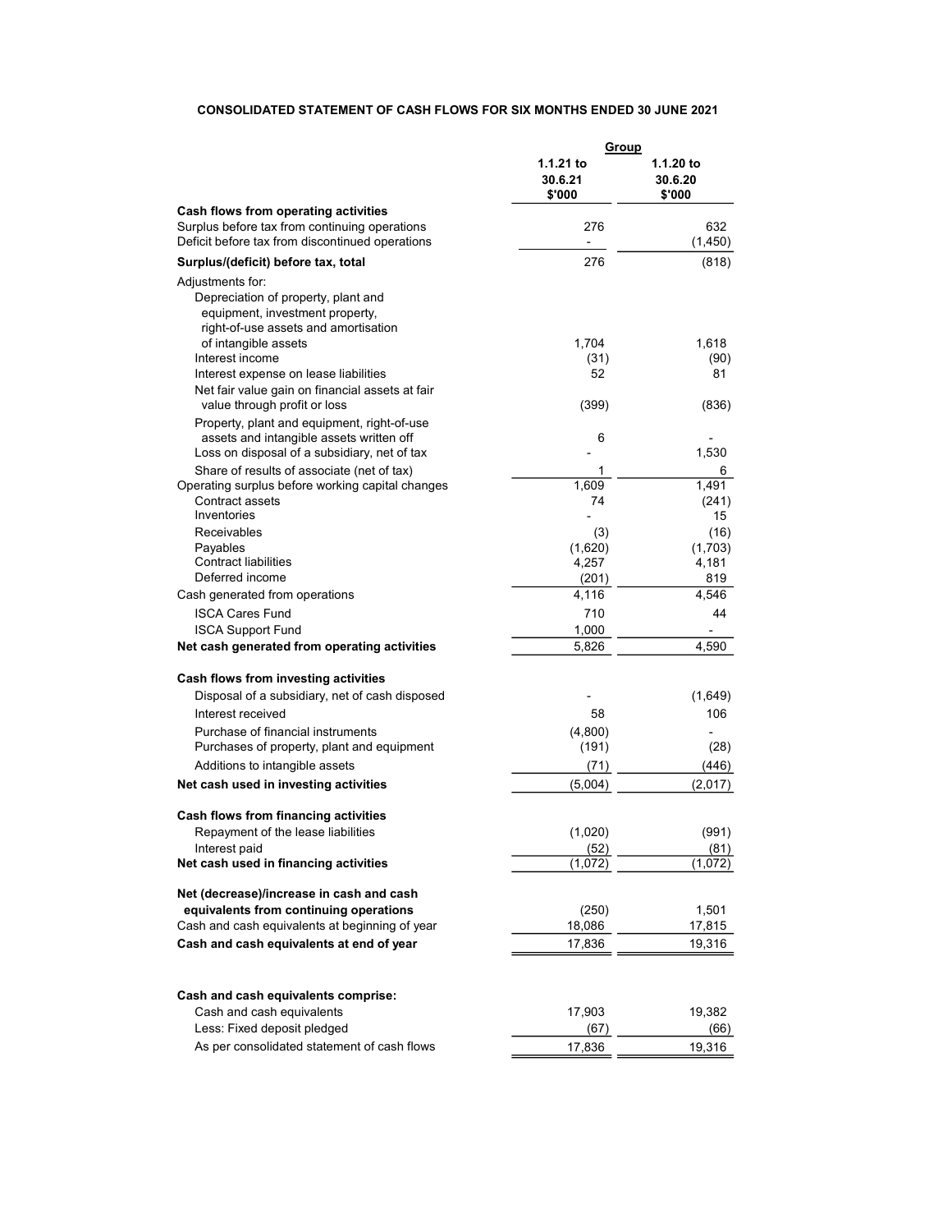**CONSOLIDATED STATEMENT OF CASH FLOWS FOR SIX MONTHS ENDED 30 JUNE 2021**

| | Group | |
|---|---|---|
| | **1.1.21 to 30.6.21 $'000** | **1.1.20 to 30.6.20 $'000** |
| **Cash flows from operating activities** | | |
| Surplus before tax from continuing operations | 276 | 632 |
| Deficit before tax from discontinued operations | - | (1,450) |
| **Surplus/(deficit) before tax, total** | 276 | (818) |
| Adjustments for: | | |
| Depreciation of property, plant and equipment, investment property, right-of-use assets and amortisation of intangible assets | 1,704 | 1,618 |
| Interest income | (31) | (90) |
| Interest expense on lease liabilities | 52 | 81 |
| Net fair value gain on financial assets at fair value through profit or loss | (399) | (836) |
| Property, plant and equipment, right-of-use assets and intangible assets written off | 6 | - |
| Loss on disposal of a subsidiary, net of tax | - | 1,530 |
| Share of results of associate (net of tax) | 1 | 6 |
| Operating surplus before working capital changes | 1,609 | 1,491 |
| Contract assets | 74 | (241) |
| Inventories | - | 15 |
| Receivables | (3) | (16) |
| Payables | (1,620) | (1,703) |
| Contract liabilities | 4,257 | 4,181 |
| Deferred income | (201) | 819 |
| Cash generated from operations | 4,116 | 4,546 |
| ISCA Cares Fund | 710 | 44 |
| ISCA Support Fund | 1,000 | - |
| **Net cash generated from operating activities** | 5,826 | 4,590 |
| **Cash flows from investing activities** | | |
| Disposal of a subsidiary, net of cash disposed | - | (1,649) |
| Interest received | 58 | 106 |
| Purchase of financial instruments | (4,800) | - |
| Purchases of property, plant and equipment | (191) | (28) |
| Additions to intangible assets | (71) | (446) |
| **Net cash used in investing activities** | (5,004) | (2,017) |
| **Cash flows from financing activities** | | |
| Repayment of the lease liabilities | (1,020) | (991) |
| Interest paid | (52) | (81) |
| **Net cash used in financing activities** | (1,072) | (1,072) |
| **Net (decrease)/increase in cash and cash equivalents from continuing operations** | (250) | 1,501 |
| Cash and cash equivalents at beginning of year | 18,086 | 17,815 |
| **Cash and cash equivalents at end of year** | 17,836 | 19,316 |
| | | |
| **Cash and cash equivalents comprise:** | | |
| Cash and cash equivalents | 17,903 | 19,382 |
| Less: Fixed deposit pledged | (67) | (66) |
| As per consolidated statement of cash flows | 17,836 | 19,316 |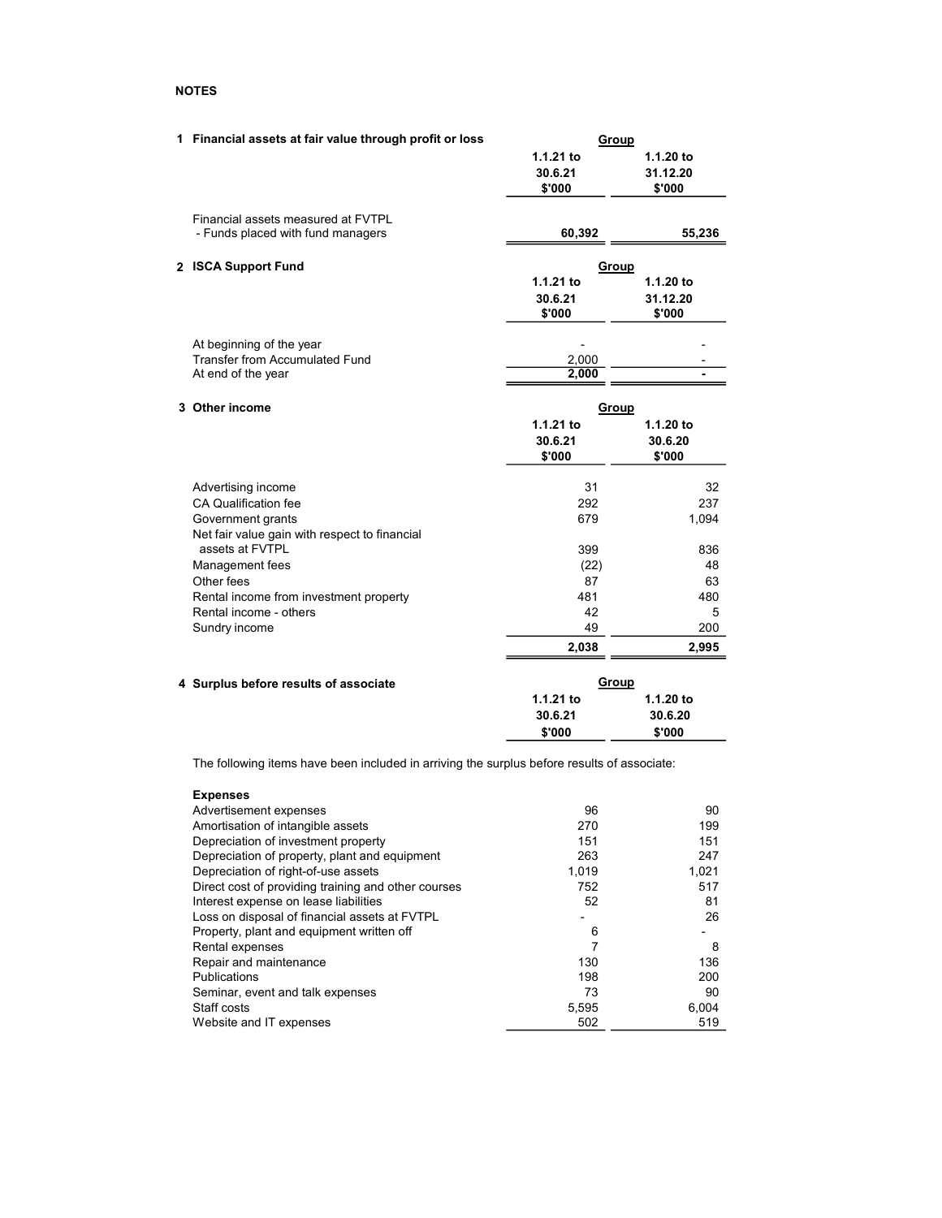**NOTES**

**1 Financial assets at fair value through profit or loss**

| | Group | |
|---|---|---|
| | 1.1.21 to 30.6.21 $'000 | 1.1.20 to 31.12.20 $'000 |
| Financial assets measured at FVTPL | | |
| - Funds placed with fund managers | 60,392 | 55,236 |

**2 ISCA Support Fund**

| | Group | |
|---|---|---|
| | 1.1.21 to 30.6.21 $'000 | 1.1.20 to 31.12.20 $'000 |
| At beginning of the year | - | - |
| Transfer from Accumulated Fund | 2,000 | - |
| At end of the year | 2,000 | - |

**3 Other income**

| | Group | |
|---|---|---|
| | 1.1.21 to 30.6.21 $'000 | 1.1.20 to 30.6.20 $'000 |
| Advertising income | 31 | 32 |
| CA Qualification fee | 292 | 237 |
| Government grants | 679 | 1,094 |
| Net fair value gain with respect to financial assets at FVTPL | 399 | 836 |
| Management fees | (22) | 48 |
| Other fees | 87 | 63 |
| Rental income from investment property | 481 | 480 |
| Rental income - others | 42 | 5 |
| Sundry income | 49 | 200 |
| | 2,038 | 2,995 |

**4 Surplus before results of associate**

The following items have been included in arriving the surplus before results of associate:

| | Group | |
|---|---|---|
| | 1.1.21 to 30.6.21 $'000 | 1.1.20 to 30.6.20 $'000 |
| **Expenses** | | |
| Advertisement expenses | 96 | 90 |
| Amortisation of intangible assets | 270 | 199 |
| Depreciation of investment property | 151 | 151 |
| Depreciation of property, plant and equipment | 263 | 247 |
| Depreciation of right-of-use assets | 1,019 | 1,021 |
| Direct cost of providing training and other courses | 752 | 517 |
| Interest expense on lease liabilities | 52 | 81 |
| Loss on disposal of financial assets at FVTPL | - | 26 |
| Property, plant and equipment written off | 6 | - |
| Rental expenses | 7 | 8 |
| Repair and maintenance | 130 | 136 |
| Publications | 198 | 200 |
| Seminar, event and talk expenses | 73 | 90 |
| Staff costs | 5,595 | 6,004 |
| Website and IT expenses | 502 | 519 |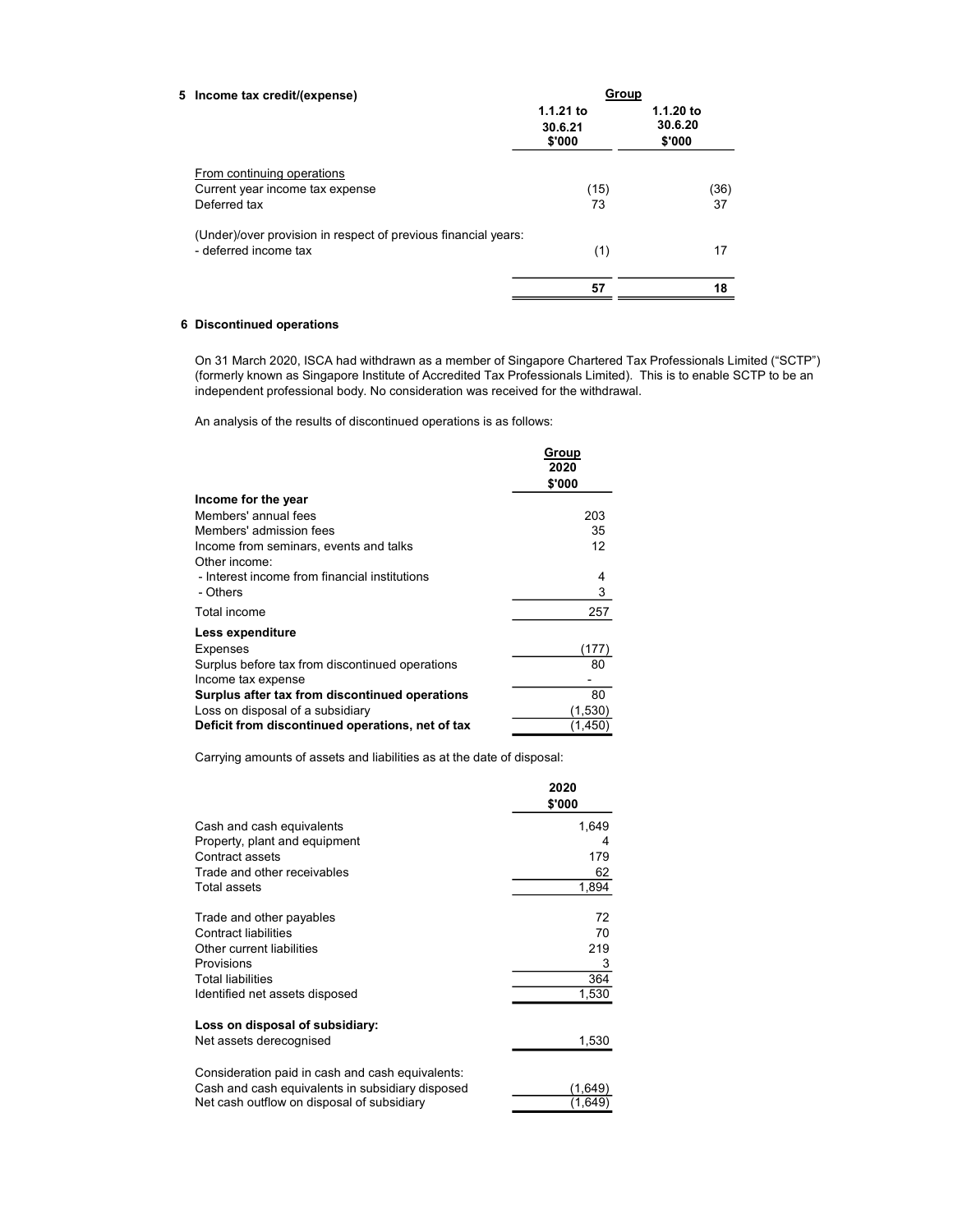## 5 Income tax credit/(expense)

| | Group | |
|---|---|---|
| | 1.1.21 to 30.6.21 $'000 | 1.1.20 to 30.6.20 $'000 |
| From continuing operations | | |
| Current year income tax expense | (15) | (36) |
| Deferred tax | 73 | 37 |
| (Under)/over provision in respect of previous financial years: | | |
| - deferred income tax | (1) | 17 |
| | **57** | **18** |

## 6 Discontinued operations

On 31 March 2020, ISCA had withdrawn as a member of Singapore Chartered Tax Professionals Limited ("SCTP") (formerly known as Singapore Institute of Accredited Tax Professionals Limited). This is to enable SCTP to be an independent professional body. No consideration was received for the withdrawal.

An analysis of the results of discontinued operations is as follows:

| | Group 2020 $'000 |
|---|---|
| **Income for the year** | |
| Members' annual fees | 203 |
| Members' admission fees | 35 |
| Income from seminars, events and talks | 12 |
| Other income: | |
| - Interest income from financial institutions | 4 |
| - Others | 3 |
| Total income | 257 |
| **Less expenditure** | |
| Expenses | (177) |
| Surplus before tax from discontinued operations | 80 |
| Income tax expense | - |
| **Surplus after tax from discontinued operations** | 80 |
| Loss on disposal of a subsidiary | (1,530) |
| **Deficit from discontinued operations, net of tax** | (1,450) |

Carrying amounts of assets and liabilities as at the date of disposal:

| | 2020 $'000 |
|---|---|
| Cash and cash equivalents | 1,649 |
| Property, plant and equipment | 4 |
| Contract assets | 179 |
| Trade and other receivables | 62 |
| Total assets | 1,894 |
| Trade and other payables | 72 |
| Contract liabilities | 70 |
| Other current liabilities | 219 |
| Provisions | 3 |
| Total liabilities | 364 |
| Identified net assets disposed | 1,530 |
| **Loss on disposal of subsidiary:** | |
| Net assets derecognised | 1,530 |
| Consideration paid in cash and cash equivalents: | |
| Cash and cash equivalents in subsidiary disposed | (1,649) |
| Net cash outflow on disposal of subsidiary | (1,649) |